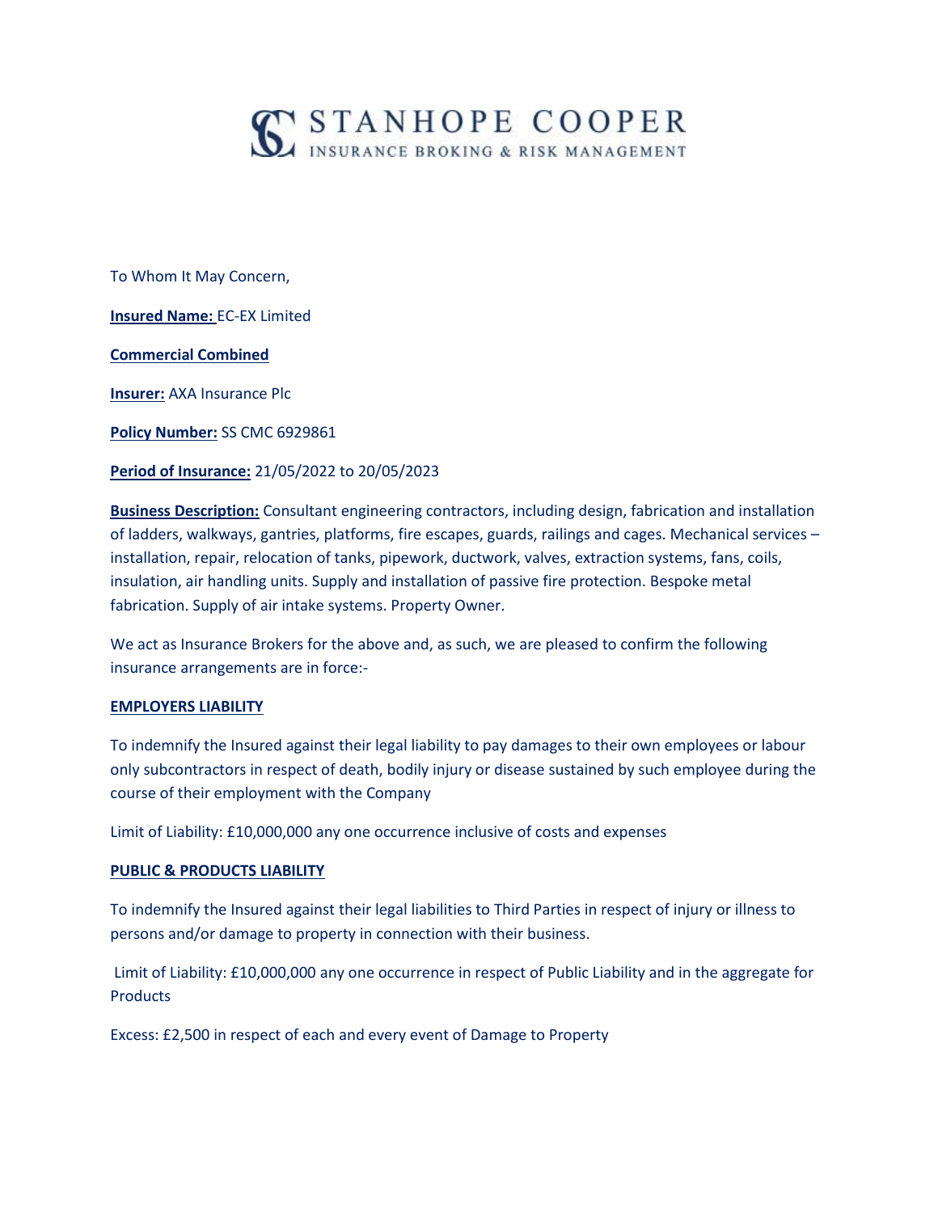# STANHOPE COOPER

INSURANCE BROKING & RISK MANAGEMENT

To Whom It May Concern,

**Insured Name:** EC-EX Limited

**Commercial Combined**

**Insurer:** AXA Insurance Plc

**Policy Number:** SS CMC 6929861

**Period of Insurance:** 21/05/2022 to 20/05/2023

**Business Description:** Consultant engineering contractors, including design, fabrication and installation of ladders, walkways, gantries, platforms, fire escapes, guards, railings and cages. Mechanical services – installation, repair, relocation of tanks, pipework, ductwork, valves, extraction systems, fans, coils, insulation, air handling units. Supply and installation of passive fire protection. Bespoke metal fabrication. Supply of air intake systems. Property Owner.

We act as Insurance Brokers for the above and, as such, we are pleased to confirm the following insurance arrangements are in force:-

**EMPLOYERS LIABILITY**

To indemnify the Insured against their legal liability to pay damages to their own employees or labour only subcontractors in respect of death, bodily injury or disease sustained by such employee during the course of their employment with the Company

Limit of Liability: £10,000,000 any one occurrence inclusive of costs and expenses

**PUBLIC & PRODUCTS LIABILITY**

To indemnify the Insured against their legal liabilities to Third Parties in respect of injury or illness to persons and/or damage to property in connection with their business.

Limit of Liability: £10,000,000 any one occurrence in respect of Public Liability and in the aggregate for Products

Excess: £2,500 in respect of each and every event of Damage to Property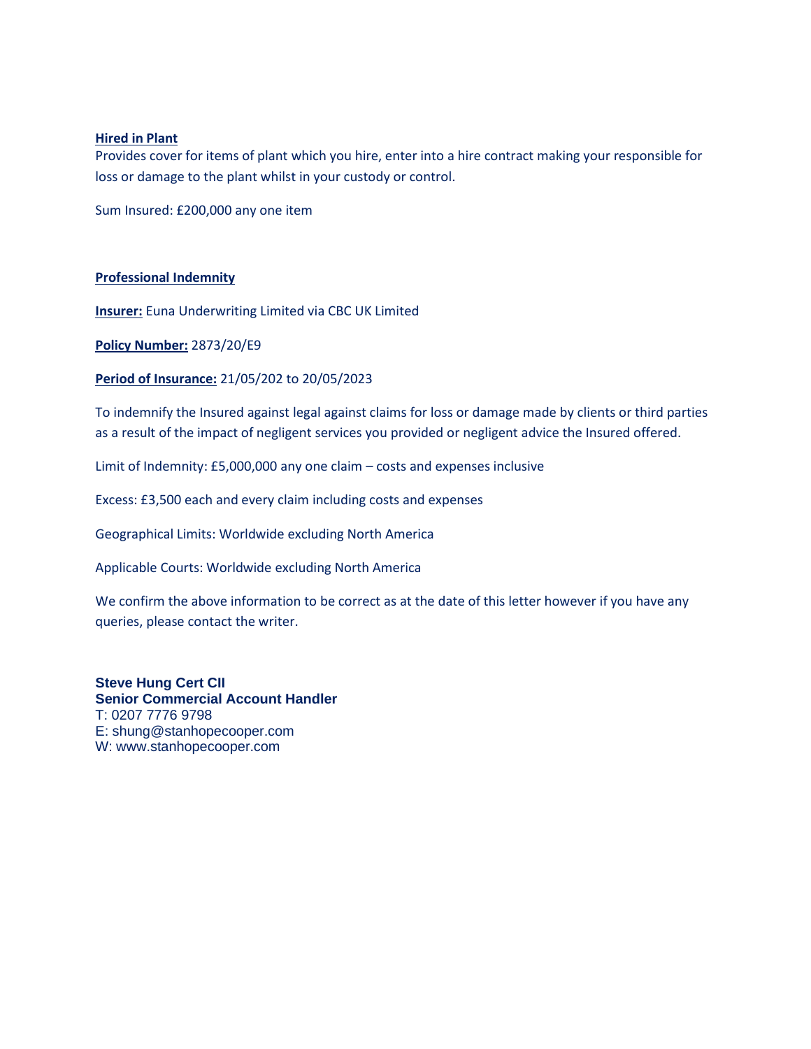**Hired in Plant**

Provides cover for items of plant which you hire, enter into a hire contract making your responsible for loss or damage to the plant whilst in your custody or control.

Sum Insured: £200,000 any one item

**Professional Indemnity**

**Insurer:** Euna Underwriting Limited via CBC UK Limited

**Policy Number:** 2873/20/E9

**Period of Insurance:** 21/05/202 to 20/05/2023

To indemnify the Insured against legal against claims for loss or damage made by clients or third parties as a result of the impact of negligent services you provided or negligent advice the Insured offered.

Limit of Indemnity: £5,000,000 any one claim – costs and expenses inclusive

Excess: £3,500 each and every claim including costs and expenses

Geographical Limits: Worldwide excluding North America

Applicable Courts: Worldwide excluding North America

We confirm the above information to be correct as at the date of this letter however if you have any queries, please contact the writer.

**Steve Hung Cert CII**
**Senior Commercial Account Handler**
T: 0207 7776 9798
E: shung@stanhopecooper.com
W: www.stanhopecooper.com